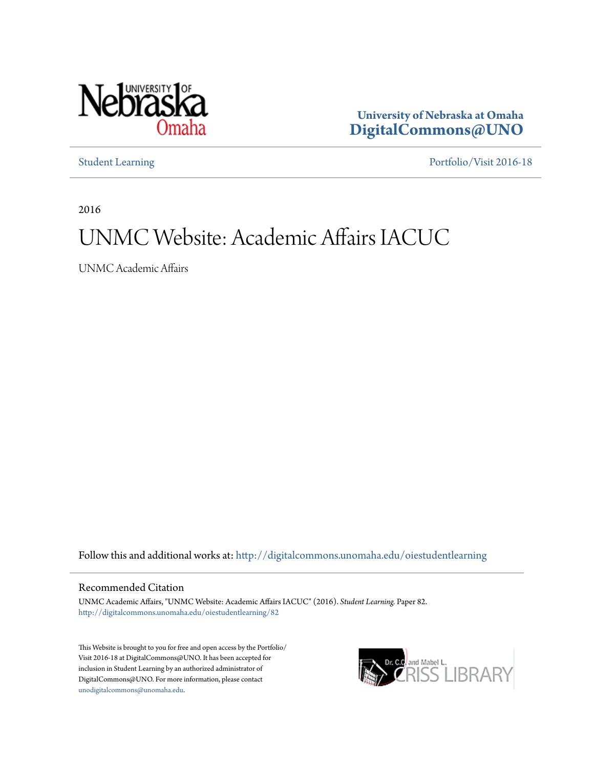University of Nebraska at Omaha
**DigitalCommons@UNO**

Student Learning | Portfolio/Visit 2016-18

2016

# UNMC Website: Academic Affairs IACUC

UNMC Academic Affairs

Follow this and additional works at: http://digitalcommons.unomaha.edu/oiestudentlearning

## Recommended Citation

UNMC Academic Affairs, "UNMC Website: Academic Affairs IACUC" (2016). *Student Learning.* Paper 82.
http://digitalcommons.unomaha.edu/oiestudentlearning/82

This Website is brought to you for free and open access by the Portfolio/Visit 2016-18 at DigitalCommons@UNO. It has been accepted for inclusion in Student Learning by an authorized administrator of DigitalCommons@UNO. For more information, please contact unodigitalcommons@unomaha.edu.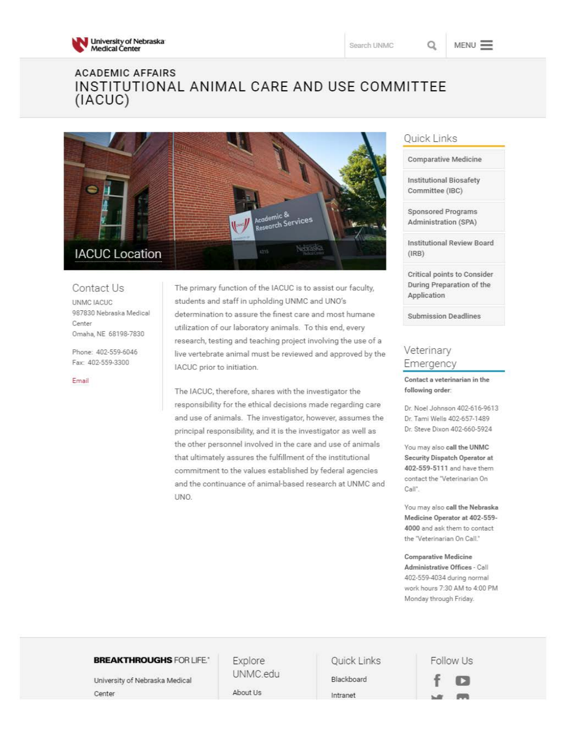University of Nebraska Medical Center

Search UNMC

MENU

# ACADEMIC AFFAIRS
## INSTITUTIONAL ANIMAL CARE AND USE COMMITTEE (IACUC)

IACUC Location

### Contact Us

UNMC IACUC
987830 Nebraska Medical Center
Omaha, NE 68198-7830

Phone: 402-559-6046
Fax: 402-559-3300

Email

The primary function of the IACUC is to assist our faculty, students and staff in upholding UNMC and UNO's determination to assure the finest care and most humane utilization of our laboratory animals. To this end, every research, testing and teaching project involving the use of a live vertebrate animal must be reviewed and approved by the IACUC prior to initiation.

The IACUC, therefore, shares with the investigator the responsibility for the ethical decisions made regarding care and use of animals. The investigator, however, assumes the principal responsibility, and it is the investigator as well as the other personnel involved in the care and use of animals that ultimately assures the fulfillment of the institutional commitment to the values established by federal agencies and the continuance of animal-based research at UNMC and UNO.

### Quick Links

- Comparative Medicine
- Institutional Biosafety Committee (IBC)
- Sponsored Programs Administration (SPA)
- Institutional Review Board (IRB)
- Critical points to Consider During Preparation of the Application
- Submission Deadlines

### Veterinary Emergency

**Contact a veterinarian in the following order:**

Dr. Noel Johnson 402-616-9613
Dr. Tami Wells 402-657-1489
Dr. Steve Dixon 402-660-5924

You may also **call the UNMC Security Dispatch Operator at 402-559-5111** and have them contact the "Veterinarian On Call".

You may also **call the Nebraska Medicine Operator at 402-559-4000** and ask them to contact the "Veterinarian On Call."

**Comparative Medicine Administrative Offices** - Call 402-559-4034 during normal work hours 7:30 AM to 4:00 PM Monday through Friday.

**BREAKTHROUGHS** FOR LIFE.®

University of Nebraska Medical Center

Explore UNMC.edu

About Us

Quick Links

Blackboard

Intranet

Follow Us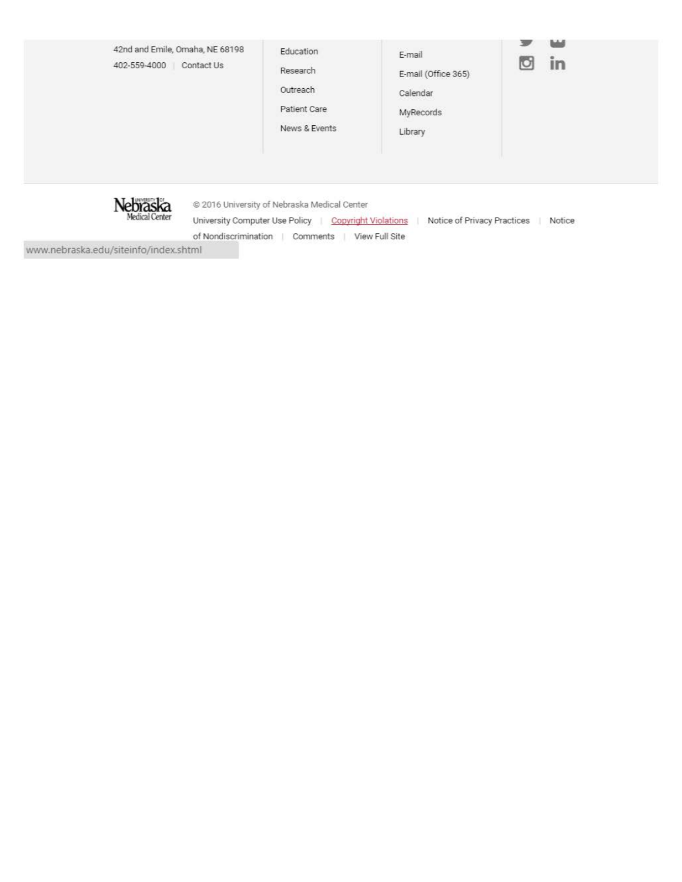42nd and Emile, Omaha, NE 68198

402-559-4000 | Contact Us

Education

Research

Outreach

Patient Care

News & Events

E-mail

E-mail (Office 365)

Calendar

MyRecords

Library

Nebraska Medical Center

© 2016 University of Nebraska Medical Center

University Computer Use Policy | Copyright Violations | Notice of Privacy Practices | Notice of Nondiscrimination | Comments | View Full Site

www.nebraska.edu/siteinfo/index.shtml